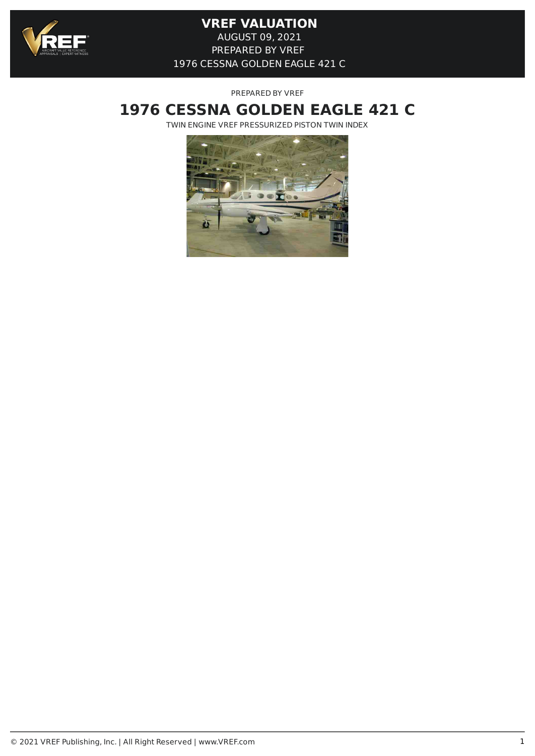# VREF VALUATION

AUGUST 09, 2021

PREPARED BY VREF

1976 CESSNA GOLDEN EAGLE 421 C

PREPARED BY VREF

## 1976 CESSNA GOLDEN EAGLE 421 C

TWIN ENGINE VREF PRESSURIZED PISTON TWIN INDEX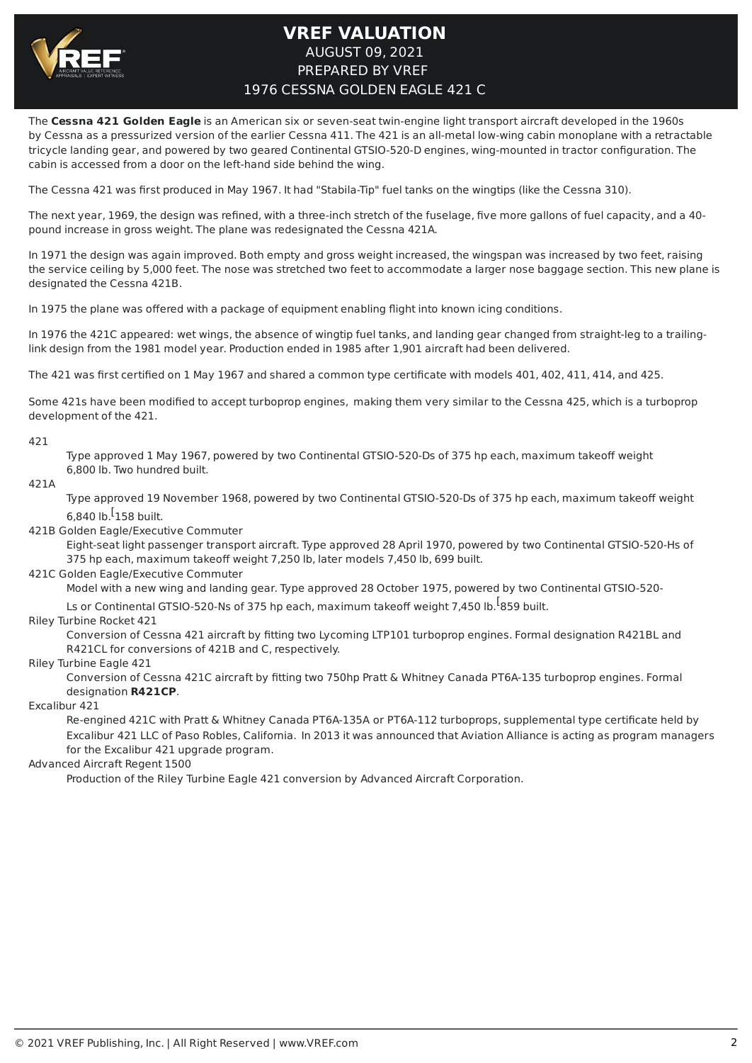The **Cessna 421 Golden Eagle** is an American six or seven-seat twin-engine light transport aircraft developed in the 1960s by Cessna as a pressurized version of the earlier Cessna 411. The 421 is an all-metal low-wing cabin monoplane with a retractable tricycle landing gear, and powered by two geared Continental GTSIO-520-D engines, wing-mounted in tractor configuration. The cabin is accessed from a door on the left-hand side behind the wing.

The Cessna 421 was first produced in May 1967. It had "Stabila-Tip" fuel tanks on the wingtips (like the Cessna 310).

The next year, 1969, the design was refined, with a three-inch stretch of the fuselage, five more gallons of fuel capacity, and a 40-pound increase in gross weight. The plane was redesignated the Cessna 421A.

In 1971 the design was again improved. Both empty and gross weight increased, the wingspan was increased by two feet, raising the service ceiling by 5,000 feet. The nose was stretched two feet to accommodate a larger nose baggage section. This new plane is designated the Cessna 421B.

In 1975 the plane was offered with a package of equipment enabling flight into known icing conditions.

In 1976 the 421C appeared: wet wings, the absence of wingtip fuel tanks, and landing gear changed from straight-leg to a trailing-link design from the 1981 model year. Production ended in 1985 after 1,901 aircraft had been delivered.

The 421 was first certified on 1 May 1967 and shared a common type certificate with models 401, 402, 411, 414, and 425.

Some 421s have been modified to accept turboprop engines, making them very similar to the Cessna 425, which is a turboprop development of the 421.

421
: Type approved 1 May 1967, powered by two Continental GTSIO-520-Ds of 375 hp each, maximum takeoff weight 6,800 lb. Two hundred built.

421A
: Type approved 19 November 1968, powered by two Continental GTSIO-520-Ds of 375 hp each, maximum takeoff weight 6,840 lb.[ 158 built.

421B Golden Eagle/Executive Commuter
: Eight-seat light passenger transport aircraft. Type approved 28 April 1970, powered by two Continental GTSIO-520-Hs of 375 hp each, maximum takeoff weight 7,250 lb, later models 7,450 lb, 699 built.

421C Golden Eagle/Executive Commuter
: Model with a new wing and landing gear. Type approved 28 October 1975, powered by two Continental GTSIO-520-Ls or Continental GTSIO-520-Ns of 375 hp each, maximum takeoff weight 7,450 lb.[ 859 built.

Riley Turbine Rocket 421
: Conversion of Cessna 421 aircraft by fitting two Lycoming LTP101 turboprop engines. Formal designation R421BL and R421CL for conversions of 421B and C, respectively.

Riley Turbine Eagle 421
: Conversion of Cessna 421C aircraft by fitting two 750hp Pratt & Whitney Canada PT6A-135 turboprop engines. Formal designation **R421CP**.

Excalibur 421
: Re-engined 421C with Pratt & Whitney Canada PT6A-135A or PT6A-112 turboprops, supplemental type certificate held by Excalibur 421 LLC of Paso Robles, California. In 2013 it was announced that Aviation Alliance is acting as program managers for the Excalibur 421 upgrade program.

Advanced Aircraft Regent 1500
: Production of the Riley Turbine Eagle 421 conversion by Advanced Aircraft Corporation.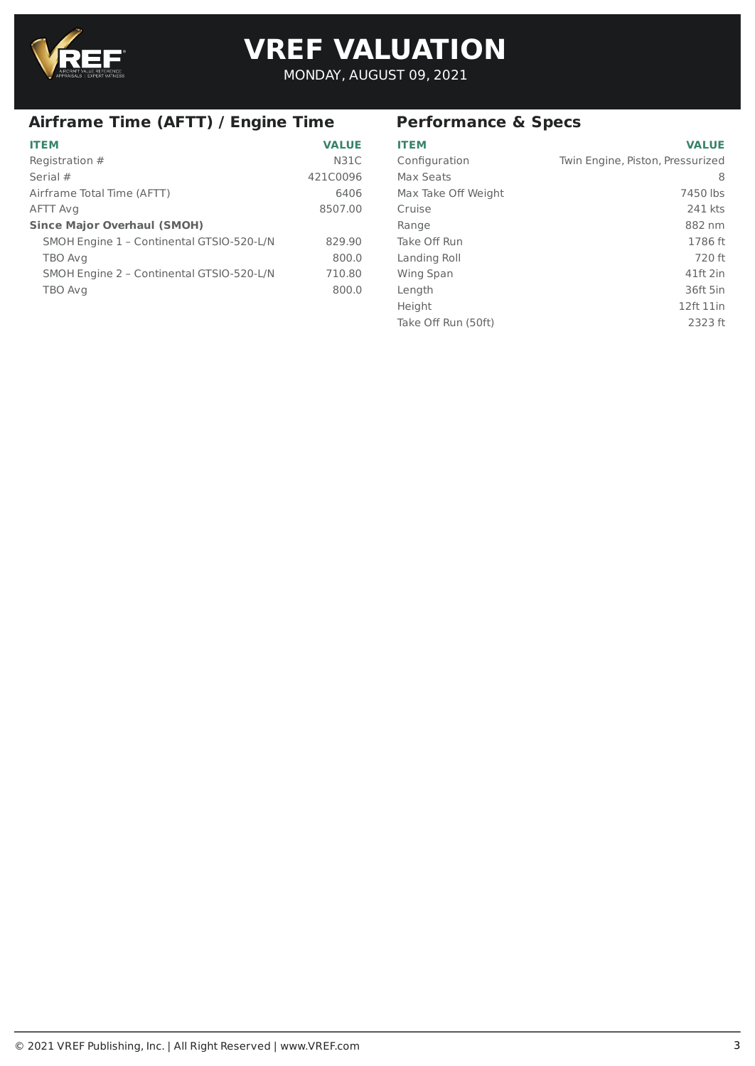# VREF VALUATION

MONDAY, AUGUST 09, 2021

## Airframe Time (AFTT) / Engine Time

| ITEM | VALUE |
|---|---|
| Registration # | N31C |
| Serial # | 421C0096 |
| Airframe Total Time (AFTT) | 6406 |
| AFTT Avg | 8507.00 |
| **Since Major Overhaul (SMOH)** | |
| SMOH Engine 1 – Continental GTSIO-520-L/N | 829.90 |
| TBO Avg | 800.0 |
| SMOH Engine 2 – Continental GTSIO-520-L/N | 710.80 |
| TBO Avg | 800.0 |

## Performance & Specs

| ITEM | VALUE |
|---|---|
| Configuration | Twin Engine, Piston, Pressurized |
| Max Seats | 8 |
| Max Take Off Weight | 7450 lbs |
| Cruise | 241 kts |
| Range | 882 nm |
| Take Off Run | 1786 ft |
| Landing Roll | 720 ft |
| Wing Span | 41ft 2in |
| Length | 36ft 5in |
| Height | 12ft 11in |
| Take Off Run (50ft) | 2323 ft |

© 2021 VREF Publishing, Inc. | All Right Reserved | www.VREF.com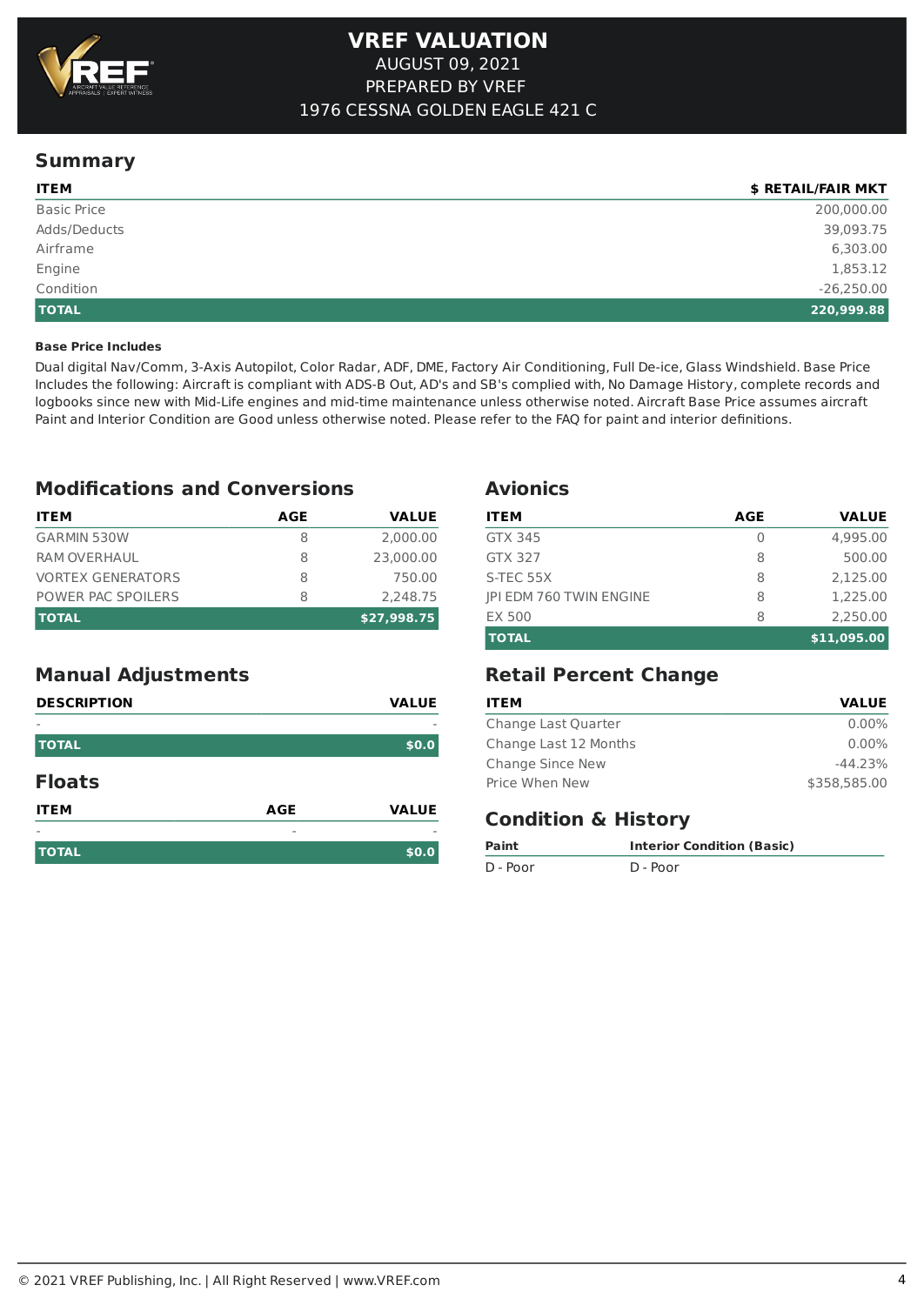# VREF VALUATION

AUGUST 09, 2021

PREPARED BY VREF

1976 CESSNA GOLDEN EAGLE 421 C

## Summary

| ITEM | $ RETAIL/FAIR MKT |
|---|---:|
| Basic Price | 200,000.00 |
| Adds/Deducts | 39,093.75 |
| Airframe | 6,303.00 |
| Engine | 1,853.12 |
| Condition | -26,250.00 |
| **TOTAL** | **220,999.88** |

**Base Price Includes**

Dual digital Nav/Comm, 3-Axis Autopilot, Color Radar, ADF, DME, Factory Air Conditioning, Full De-ice, Glass Windshield. Base Price Includes the following: Aircraft is compliant with ADS-B Out, AD's and SB's complied with, No Damage History, complete records and logbooks since new with Mid-Life engines and mid-time maintenance unless otherwise noted. Aircraft Base Price assumes aircraft Paint and Interior Condition are Good unless otherwise noted. Please refer to the FAQ for paint and interior definitions.

## Modifications and Conversions

| ITEM | AGE | VALUE |
|---|---:|---:|
| GARMIN 530W | 8 | 2,000.00 |
| RAM OVERHAUL | 8 | 23,000.00 |
| VORTEX GENERATORS | 8 | 750.00 |
| POWER PAC SPOILERS | 8 | 2,248.75 |
| **TOTAL** | | **$27,998.75** |

## Avionics

| ITEM | AGE | VALUE |
|---|---:|---:|
| GTX 345 | 0 | 4,995.00 |
| GTX 327 | 8 | 500.00 |
| S-TEC 55X | 8 | 2,125.00 |
| JPI EDM 760 TWIN ENGINE | 8 | 1,225.00 |
| EX 500 | 8 | 2,250.00 |
| **TOTAL** | | **$11,095.00** |

## Manual Adjustments

| DESCRIPTION | VALUE |
|---|---:|
| - | - |
| **TOTAL** | **$0.0** |

## Floats

| ITEM | AGE | VALUE |
|---|---:|---:|
| - | - | - |
| **TOTAL** | | **$0.0** |

## Retail Percent Change

| ITEM | VALUE |
|---|---:|
| Change Last Quarter | 0.00% |
| Change Last 12 Months | 0.00% |
| Change Since New | -44.23% |
| Price When New | $358,585.00 |

## Condition & History

| Paint | Interior Condition (Basic) |
|---|---|
| D - Poor | D - Poor |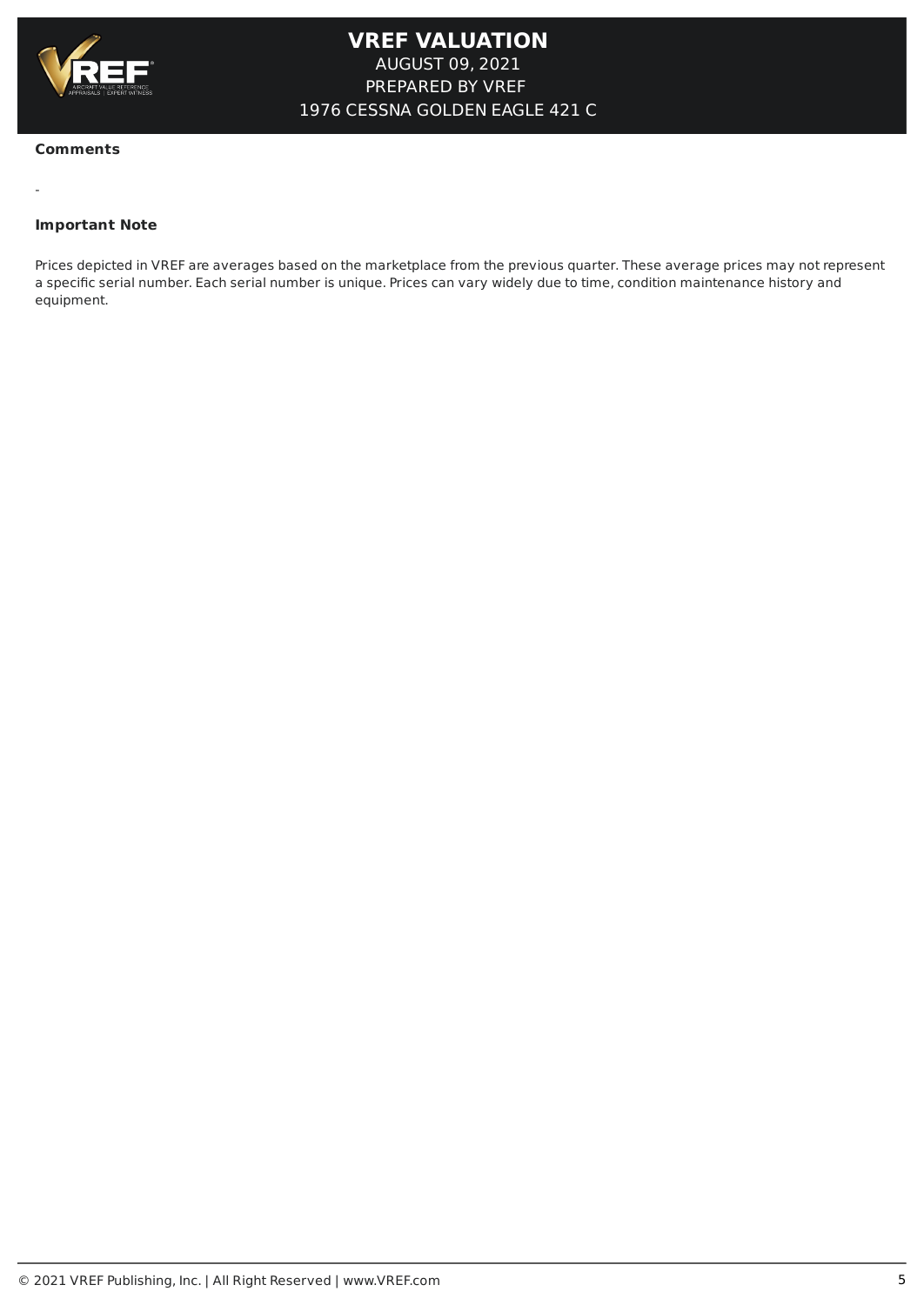**Comments**

-

**Important Note**

Prices depicted in VREF are averages based on the marketplace from the previous quarter. These average prices may not represent a specific serial number. Each serial number is unique. Prices can vary widely due to time, condition maintenance history and equipment.